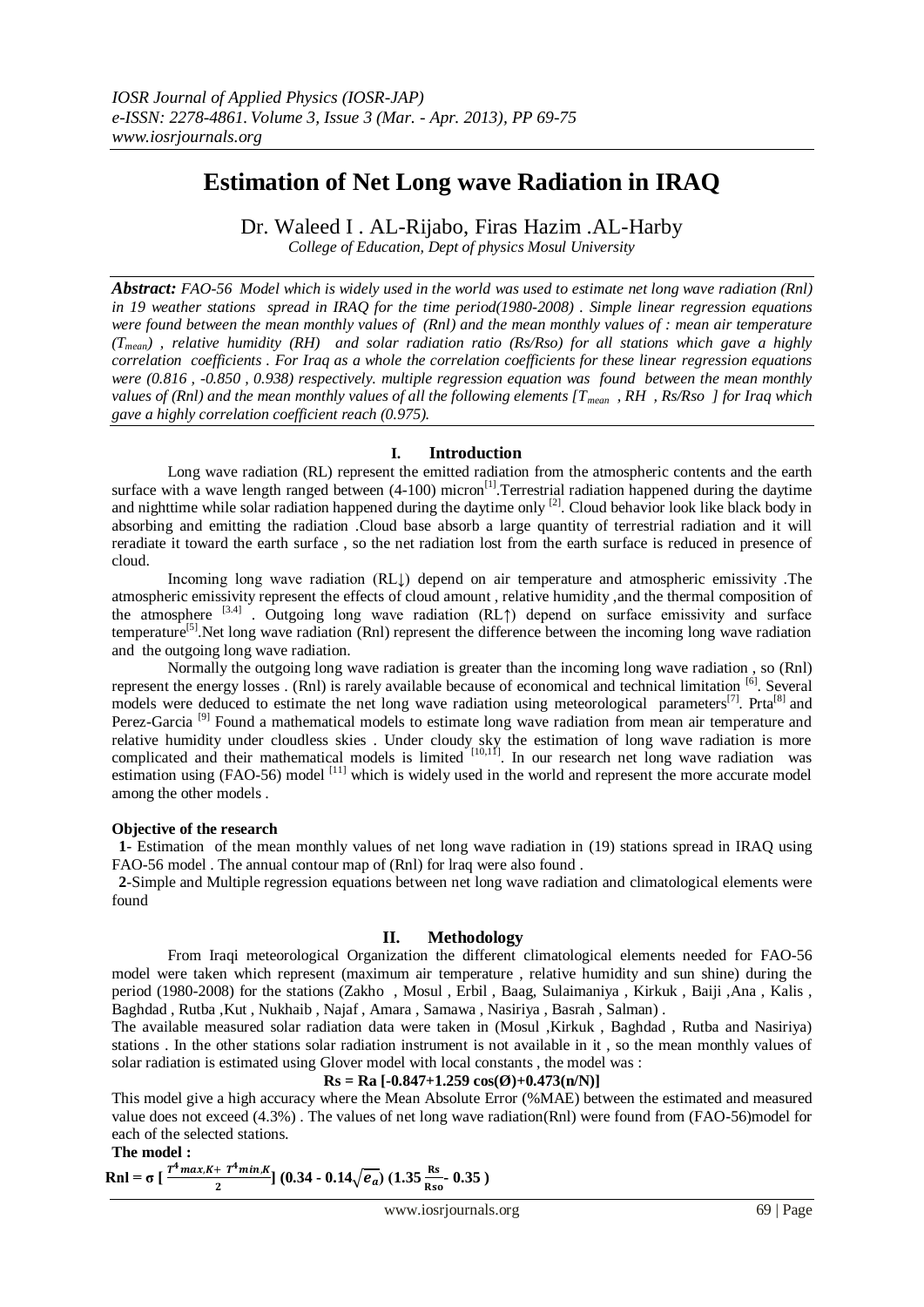# Estimation of Net Long wave Radiation in IRAQ

Dr. Waleed I . AL-Rijabo, Firas Hazim .AL-Harby

*College of Education, Dept of physics Mosul University*

***Abstract:*** *FAO-56 Model which is widely used in the world was used to estimate net long wave radiation (Rnl) in 19 weather stations spread in IRAQ for the time period(1980-2008) . Simple linear regression equations were found between the mean monthly values of (Rnl) and the mean monthly values of : mean air temperature ($T_{mean}$) , relative humidity (RH) and solar radiation ratio (Rs/Rso) for all stations which gave a highly correlation coefficients . For Iraq as a whole the correlation coefficients for these linear regression equations were (0.816 , -0.850 , 0.938) respectively. multiple regression equation was found between the mean monthly values of (Rnl) and the mean monthly values of all the following elements [$T_{mean}$ , RH , Rs/Rso ] for Iraq which gave a highly correlation coefficient reach (0.975).*

## I. Introduction

Long wave radiation (RL) represent the emitted radiation from the atmospheric contents and the earth surface with a wave length ranged between (4-100) micron[1].Terrestrial radiation happened during the daytime and nighttime while solar radiation happened during the daytime only [2]. Cloud behavior look like black body in absorbing and emitting the radiation .Cloud base absorb a large quantity of terrestrial radiation and it will reradiate it toward the earth surface , so the net radiation lost from the earth surface is reduced in presence of cloud.

Incoming long wave radiation (RL↓) depend on air temperature and atmospheric emissivity .The atmospheric emissivity represent the effects of cloud amount , relative humidity ,and the thermal composition of the atmosphere [3.4] . Outgoing long wave radiation (RL↑) depend on surface emissivity and surface temperature[5].Net long wave radiation (Rnl) represent the difference between the incoming long wave radiation and the outgoing long wave radiation.

Normally the outgoing long wave radiation is greater than the incoming long wave radiation , so (Rnl) represent the energy losses . (Rnl) is rarely available because of economical and technical limitation [6]. Several models were deduced to estimate the net long wave radiation using meteorological parameters[7]. Prta[8] and Perez-Garcia [9] Found a mathematical models to estimate long wave radiation from mean air temperature and relative humidity under cloudless skies . Under cloudy sky the estimation of long wave radiation is more complicated and their mathematical models is limited [10,11]. In our research net long wave radiation was estimation using (FAO-56) model [11] which is widely used in the world and represent the more accurate model among the other models .

**Objective of the research**

**1**- Estimation of the mean monthly values of net long wave radiation in (19) stations spread in IRAQ using FAO-56 model . The annual contour map of (Rnl) for Iraq were also found .

**2**-Simple and Multiple regression equations between net long wave radiation and climatological elements were found

## II. Methodology

From Iraqi meteorological Organization the different climatological elements needed for FAO-56 model were taken which represent (maximum air temperature , relative humidity and sun shine) during the period (1980-2008) for the stations (Zakho , Mosul , Erbil , Baag, Sulaimaniya , Kirkuk , Baiji ,Ana , Kalis , Baghdad , Rutba ,Kut , Nukhaib , Najaf , Amara , Samawa , Nasiriya , Basrah , Salman) .

The available measured solar radiation data were taken in (Mosul ,Kirkuk , Baghdad , Rutba and Nasiriya) stations . In the other stations solar radiation instrument is not available in it , so the mean monthly values of solar radiation is estimated using Glover model with local constants , the model was :

$$\mathbf{Rs = Ra\,[-0.847+1.259\cos(\text{Ø})+0.473(n/N)]}$$

This model give a high accuracy where the Mean Absolute Error (%MAE) between the estimated and measured value does not exceed (4.3%) . The values of net long wave radiation(Rnl) were found from (FAO-56)model for each of the selected stations.

**The model :**

$$\mathbf{Rnl = \sigma\left[\frac{T^4_{max,K} + T^4_{min,K}}{2}\right](0.34 - 0.14\sqrt{e_a})\left(1.35\,\frac{Rs}{Rso} - 0.35\right)}$$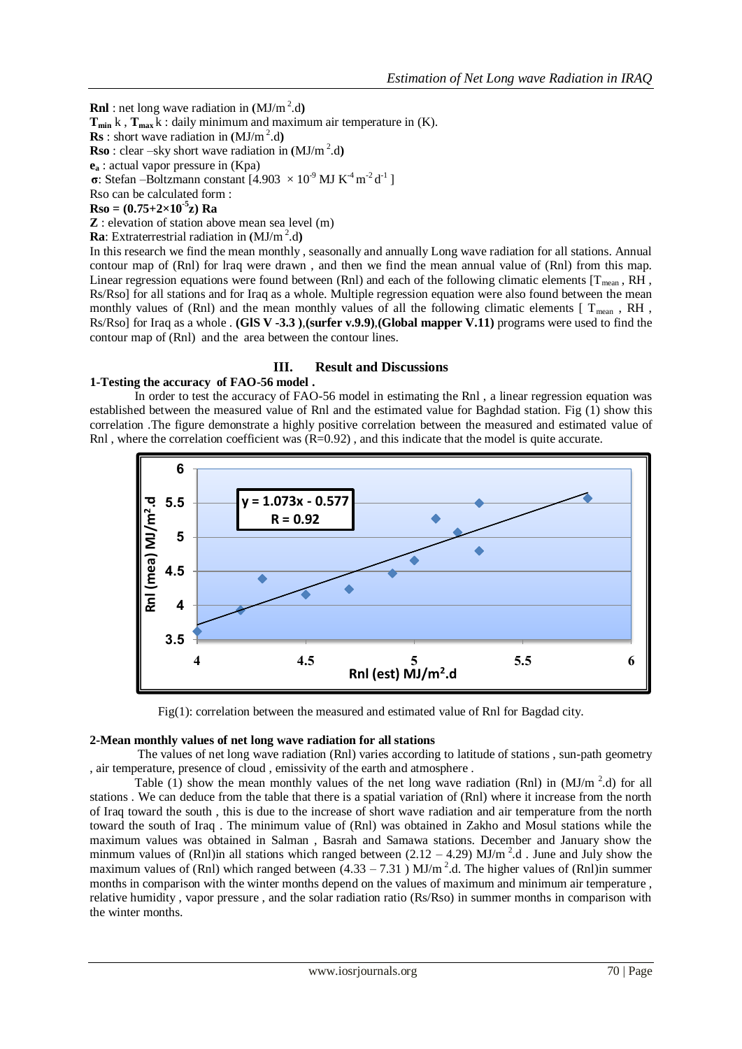**Rnl** : net long wave radiation in ($MJ/m^2.d$)

$T_{min}$ k , $T_{max}$ k : daily minimum and maximum air temperature in (K).

**Rs** : short wave radiation in ($MJ/m^2.d$)

**Rso** : clear –sky short wave radiation in ($MJ/m^2.d$)

$e_a$ : actual vapor pressure in (Kpa)

**σ**: Stefan –Boltzmann constant [$4.903 \times 10^{-9}$ MJ $K^{-4} m^{-2} d^{-1}$ ]

Rso can be calculated form :

$$\mathbf{Rso = (0.75+2\times10^{-5}z)\ Ra}$$

**Z** : elevation of station above mean sea level (m)

**Ra**: Extraterrestrial radiation in ($MJ/m^2.d$)

In this research we find the mean monthly , seasonally and annually Long wave radiation for all stations. Annual contour map of (Rnl) for lraq were drawn , and then we find the mean annual value of (Rnl) from this map. Linear regression equations were found between (Rnl) and each of the following climatic elements [$T_{mean}$ , RH , Rs/Rso] for all stations and for Iraq as a whole. Multiple regression equation were also found between the mean monthly values of (Rnl) and the mean monthly values of all the following climatic elements [ $T_{mean}$ , RH , Rs/Rso] for Iraq as a whole . **(GlS V -3.3 )**,**(surfer v.9.9)**,**(Global mapper V.11)** programs were used to find the contour map of (Rnl) and the area between the contour lines.

## III. Result and Discussions

### 1-Testing the accuracy of FAO-56 model .

In order to test the accuracy of FAO-56 model in estimating the Rnl , a linear regression equation was established between the measured value of Rnl and the estimated value for Baghdad station. Fig (1) show this correlation .The figure demonstrate a highly positive correlation between the measured and estimated value of Rnl , where the correlation coefficient was (R=0.92) , and this indicate that the model is quite accurate.

Fig(1): correlation between the measured and estimated value of Rnl for Bagdad city.

### 2-Mean monthly values of net long wave radiation for all stations

The values of net long wave radiation (Rnl) varies according to latitude of stations , sun-path geometry , air temperature, presence of cloud , emissivity of the earth and atmosphere .

Table (1) show the mean monthly values of the net long wave radiation (Rnl) in ($MJ/m^2.d$) for all stations . We can deduce from the table that there is a spatial variation of (Rnl) where it increase from the north of Iraq toward the south , this is due to the increase of short wave radiation and air temperature from the north toward the south of Iraq . The minimum value of (Rnl) was obtained in Zakho and Mosul stations while the maximum values was obtained in Salman , Basrah and Samawa stations. December and January show the minmum values of (Rnl)in all stations which ranged between (2.12 – 4.29) $MJ/m^2.d$ . June and July show the maximum values of (Rnl) which ranged between (4.33 – 7.31 ) $MJ/m^2.d$. The higher values of (Rnl)in summer months in comparison with the winter months depend on the values of maximum and minimum air temperature , relative humidity , vapor pressure , and the solar radiation ratio (Rs/Rso) in summer months in comparison with the winter months.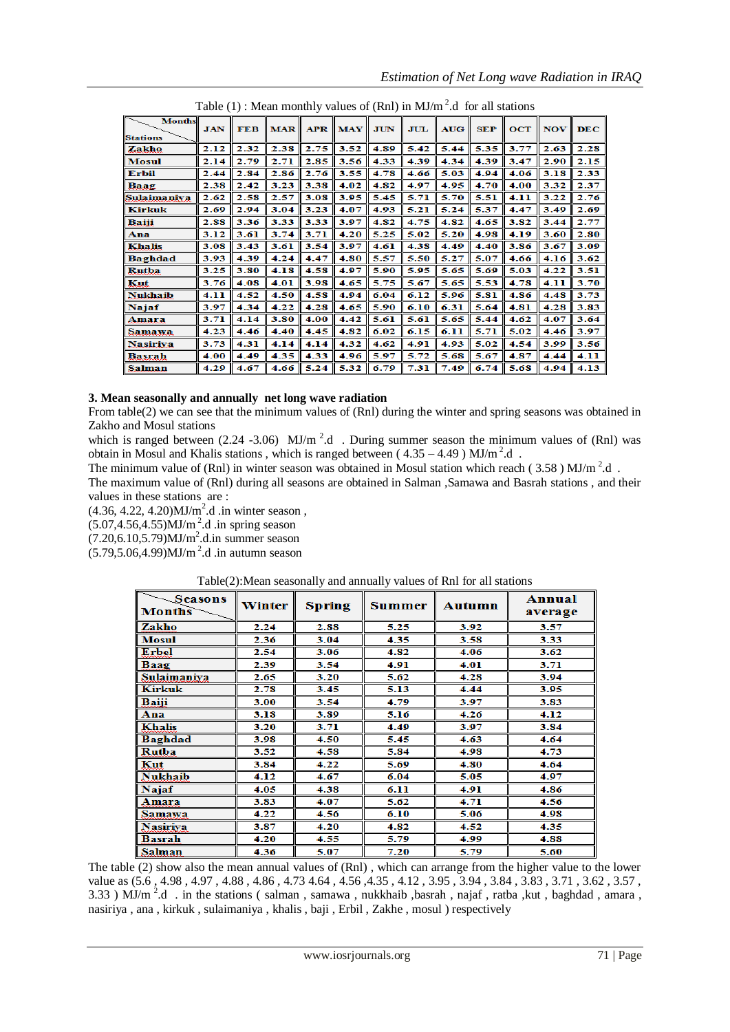Table (1) : Mean monthly values of (Rnl) in MJ/m$^2$.d for all stations

| Months / Stations | JAN | FEB | MAR | APR | MAY | JUN | JUL | AUG | SEP | OCT | NOV | DEC |
|---|---|---|---|---|---|---|---|---|---|---|---|---|
| Zakho | 2.12 | 2.32 | 2.38 | 2.75 | 3.52 | 4.89 | 5.42 | 5.44 | 5.35 | 3.77 | 2.63 | 2.28 |
| Mosul | 2.14 | 2.79 | 2.71 | 2.85 | 3.56 | 4.33 | 4.39 | 4.34 | 4.39 | 3.47 | 2.90 | 2.15 |
| Erbil | 2.44 | 2.84 | 2.86 | 2.76 | 3.55 | 4.78 | 4.66 | 5.03 | 4.94 | 4.06 | 3.18 | 2.33 |
| Baag | 2.38 | 2.42 | 3.23 | 3.38 | 4.02 | 4.82 | 4.97 | 4.95 | 4.70 | 4.00 | 3.32 | 2.37 |
| Sulaimaniya | 2.62 | 2.58 | 2.57 | 3.08 | 3.95 | 5.45 | 5.71 | 5.70 | 5.51 | 4.11 | 3.22 | 2.76 |
| Kirkuk | 2.69 | 2.94 | 3.04 | 3.23 | 4.07 | 4.93 | 5.21 | 5.24 | 5.37 | 4.47 | 3.49 | 2.69 |
| Baiji | 2.88 | 3.36 | 3.33 | 3.33 | 3.97 | 4.82 | 4.75 | 4.82 | 4.65 | 3.82 | 3.44 | 2.77 |
| Ana | 3.12 | 3.61 | 3.74 | 3.71 | 4.20 | 5.25 | 5.02 | 5.20 | 4.98 | 4.19 | 3.60 | 2.80 |
| Khalis | 3.08 | 3.43 | 3.61 | 3.54 | 3.97 | 4.61 | 4.38 | 4.49 | 4.40 | 3.86 | 3.67 | 3.09 |
| Baghdad | 3.93 | 4.39 | 4.24 | 4.47 | 4.80 | 5.57 | 5.50 | 5.27 | 5.07 | 4.66 | 4.16 | 3.62 |
| Rutba | 3.25 | 3.80 | 4.18 | 4.58 | 4.97 | 5.90 | 5.95 | 5.65 | 5.69 | 5.03 | 4.22 | 3.51 |
| Kut | 3.76 | 4.08 | 4.01 | 3.98 | 4.65 | 5.75 | 5.67 | 5.65 | 5.53 | 4.78 | 4.11 | 3.70 |
| Nukhaib | 4.11 | 4.52 | 4.50 | 4.58 | 4.94 | 6.04 | 6.12 | 5.96 | 5.81 | 4.86 | 4.48 | 3.73 |
| Najaf | 3.97 | 4.34 | 4.22 | 4.28 | 4.65 | 5.90 | 6.10 | 6.31 | 5.64 | 4.81 | 4.28 | 3.83 |
| Amara | 3.71 | 4.14 | 3.80 | 4.00 | 4.42 | 5.61 | 5.61 | 5.65 | 5.44 | 4.62 | 4.07 | 3.64 |
| Samawa | 4.23 | 4.46 | 4.40 | 4.45 | 4.82 | 6.02 | 6.15 | 6.11 | 5.71 | 5.02 | 4.46 | 3.97 |
| Nasiriya | 3.73 | 4.31 | 4.14 | 4.14 | 4.32 | 4.62 | 4.91 | 4.93 | 5.02 | 4.54 | 3.99 | 3.56 |
| Basrah | 4.00 | 4.49 | 4.35 | 4.33 | 4.96 | 5.97 | 5.72 | 5.68 | 5.67 | 4.87 | 4.44 | 4.11 |
| Salman | 4.29 | 4.67 | 4.66 | 5.24 | 5.32 | 6.79 | 7.31 | 7.49 | 6.74 | 5.68 | 4.94 | 4.13 |

### 3. Mean seasonally and annually net long wave radiation

From table(2) we can see that the minimum values of (Rnl) during the winter and spring seasons was obtained in Zakho and Mosul stations which is ranged between (2.24 -3.06) MJ/m$^2$.d . During summer season the minimum values of (Rnl) was obtain in Mosul and Khalis stations , which is ranged between ( 4.35 – 4.49 ) MJ/m$^2$.d .

The minimum value of (Rnl) in winter season was obtained in Mosul station which reach ( 3.58 ) MJ/m$^2$.d .

The maximum value of (Rnl) during all seasons are obtained in Salman ,Samawa and Basrah stations , and their values in these stations are :

(4.36, 4.22, 4.20)MJ/m$^2$.d .in winter season ,
(5.07,4.56,4.55)MJ/m$^2$.d .in spring season
(7.20,6.10,5.79)MJ/m$^2$.d.in summer season
(5.79,5.06,4.99)MJ/m$^2$.d .in autumn season

Table(2):Mean seasonally and annually values of Rnl for all stations

| Seasons / Months | Winter | Spring | Summer | Autumn | Annual average |
|---|---|---|---|---|---|
| Zakho | 2.24 | 2.88 | 5.25 | 3.92 | 3.57 |
| Mosul | 2.36 | 3.04 | 4.35 | 3.58 | 3.33 |
| Erbel | 2.54 | 3.06 | 4.82 | 4.06 | 3.62 |
| Baag | 2.39 | 3.54 | 4.91 | 4.01 | 3.71 |
| Sulaimaniya | 2.65 | 3.20 | 5.62 | 4.28 | 3.94 |
| Kirkuk | 2.78 | 3.45 | 5.13 | 4.44 | 3.95 |
| Baiji | 3.00 | 3.54 | 4.79 | 3.97 | 3.83 |
| Ana | 3.18 | 3.89 | 5.16 | 4.26 | 4.12 |
| Khalis | 3.20 | 3.71 | 4.49 | 3.97 | 3.84 |
| Baghdad | 3.98 | 4.50 | 5.45 | 4.63 | 4.64 |
| Rutba | 3.52 | 4.58 | 5.84 | 4.98 | 4.73 |
| Kut | 3.84 | 4.22 | 5.69 | 4.80 | 4.64 |
| Nukhaib | 4.12 | 4.67 | 6.04 | 5.05 | 4.97 |
| Najaf | 4.05 | 4.38 | 6.11 | 4.91 | 4.86 |
| Amara | 3.83 | 4.07 | 5.62 | 4.71 | 4.56 |
| Samawa | 4.22 | 4.56 | 6.10 | 5.06 | 4.98 |
| Nasiriya | 3.87 | 4.20 | 4.82 | 4.52 | 4.35 |
| Basrah | 4.20 | 4.55 | 5.79 | 4.99 | 4.88 |
| Salman | 4.36 | 5.07 | 7.20 | 5.79 | 5.60 |

The table (2) show also the mean annual values of (Rnl) , which can arrange from the higher value to the lower value as (5.6 , 4.98 , 4.97 , 4.88 , 4.86 , 4.73 4.64 , 4.56 ,4.35 , 4.12 , 3.95 , 3.94 , 3.84 , 3.83 , 3.71 , 3.62 , 3.57 , 3.33 ) MJ/m$^2$.d . in the stations ( salman , samawa , nukkhaib ,basrah , najaf , ratba ,kut , baghdad , amara , nasiriya , ana , kirkuk , sulaimaniya , khalis , baji , Erbil , Zakhe , mosul ) respectively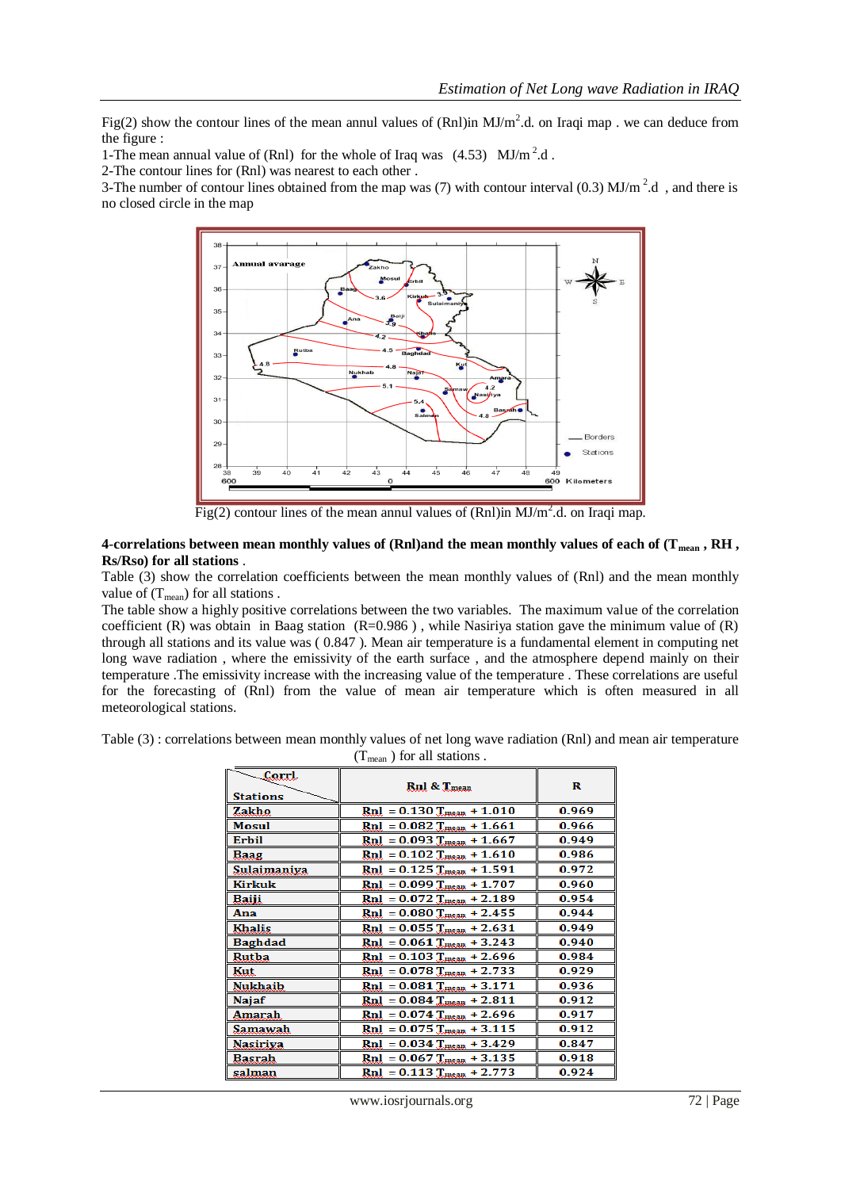Fig(2) show the contour lines of the mean annul values of (Rnl)in MJ/m$^2$.d. on Iraqi map . we can deduce from the figure :

1-The mean annual value of (Rnl) for the whole of Iraq was (4.53) MJ/m$^2$.d .

2-The contour lines for (Rnl) was nearest to each other .

3-The number of contour lines obtained from the map was (7) with contour interval (0.3) MJ/m$^2$.d , and there is no closed circle in the map

Fig(2) contour lines of the mean annul values of (Rnl)in MJ/m$^2$.d. on Iraqi map.

**4-correlations between mean monthly values of (Rnl)and the mean monthly values of each of ($T_{mean}$ , RH , Rs/Rso) for all stations** .

Table (3) show the correlation coefficients between the mean monthly values of (Rnl) and the mean monthly value of ($T_{mean}$) for all stations .

The table show a highly positive correlations between the two variables. The maximum value of the correlation coefficient (R) was obtain in Baag station (R=0.986 ) , while Nasiriya station gave the minimum value of (R) through all stations and its value was ( 0.847 ). Mean air temperature is a fundamental element in computing net long wave radiation , where the emissivity of the earth surface , and the atmosphere depend mainly on their temperature .The emissivity increase with the increasing value of the temperature . These correlations are useful for the forecasting of (Rnl) from the value of mean air temperature which is often measured in all meteorological stations.

Table (3) : correlations between mean monthly values of net long wave radiation (Rnl) and mean air temperature ($T_{mean}$ ) for all stations .

| Corrl. / Stations | Rnl & $T_{mean}$ | R |
|---|---|---|
| Zakho | $Rnl = 0.130\, T_{mean} + 1.010$ | 0.969 |
| Mosul | $Rnl = 0.082\, T_{mean} + 1.661$ | 0.966 |
| Erbil | $Rnl = 0.093\, T_{mean} + 1.667$ | 0.949 |
| Baag | $Rnl = 0.102\, T_{mean} + 1.610$ | 0.986 |
| Sulaimaniya | $Rnl = 0.125\, T_{mean} + 1.591$ | 0.972 |
| Kirkuk | $Rnl = 0.099\, T_{mean} + 1.707$ | 0.960 |
| Baiji | $Rnl = 0.072\, T_{mean} + 2.189$ | 0.954 |
| Ana | $Rnl = 0.080\, T_{mean} + 2.455$ | 0.944 |
| Khalis | $Rnl = 0.055\, T_{mean} + 2.631$ | 0.949 |
| Baghdad | $Rnl = 0.061\, T_{mean} + 3.243$ | 0.940 |
| Rutba | $Rnl = 0.103\, T_{mean} + 2.696$ | 0.984 |
| Kut | $Rnl = 0.078\, T_{mean} + 2.733$ | 0.929 |
| Nukhaib | $Rnl = 0.081\, T_{mean} + 3.171$ | 0.936 |
| Najaf | $Rnl = 0.084\, T_{mean} + 2.811$ | 0.912 |
| Amarah | $Rnl = 0.074\, T_{mean} + 2.696$ | 0.917 |
| Samawah | $Rnl = 0.075\, T_{mean} + 3.115$ | 0.912 |
| Nasiriya | $Rnl = 0.034\, T_{mean} + 3.429$ | 0.847 |
| Basrah | $Rnl = 0.067\, T_{mean} + 3.135$ | 0.918 |
| salman | $Rnl = 0.113\, T_{mean} + 2.773$ | 0.924 |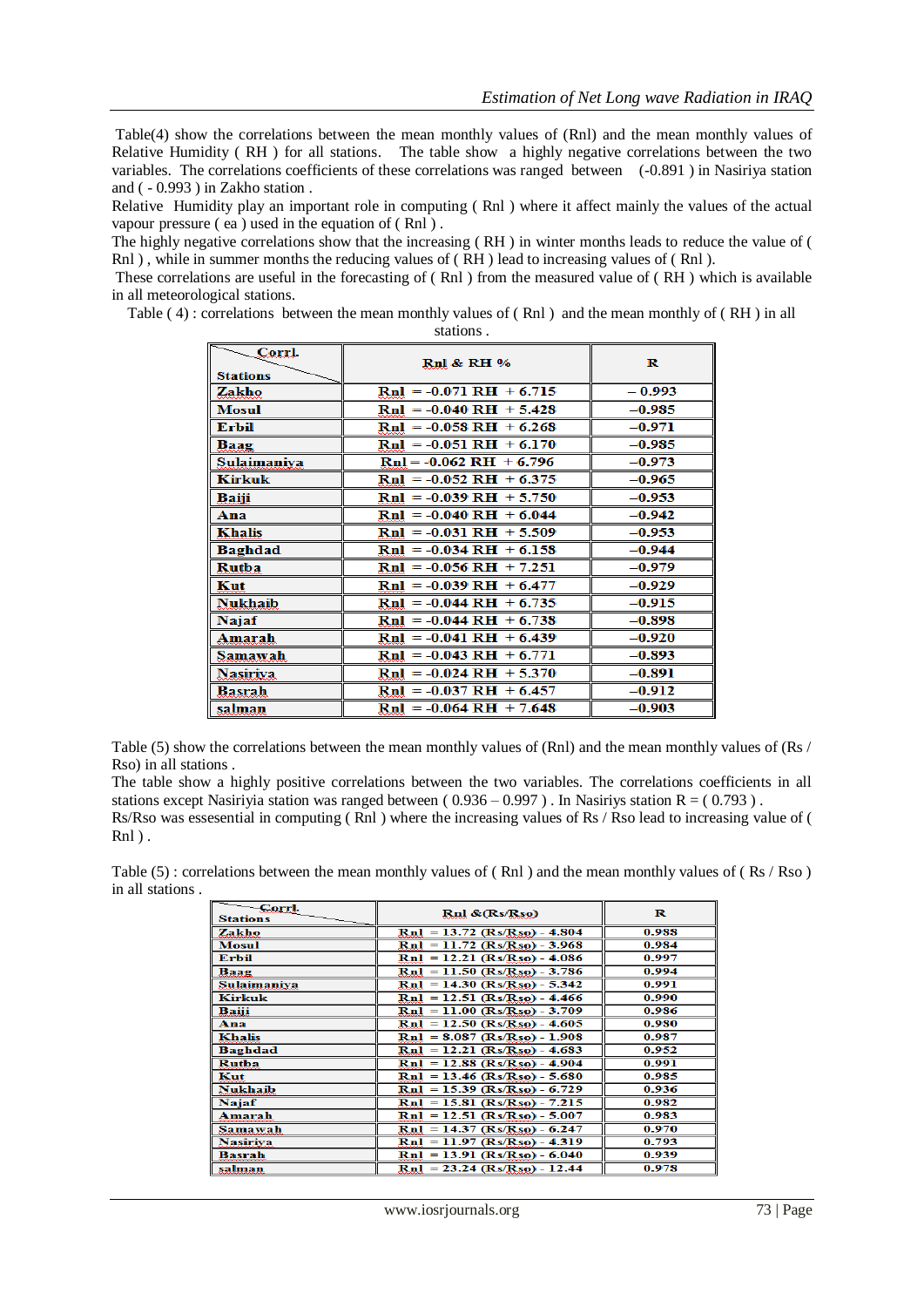Table(4) show the correlations between the mean monthly values of (Rnl) and the mean monthly values of Relative Humidity ( RH ) for all stations. The table show a highly negative correlations between the two variables. The correlations coefficients of these correlations was ranged between (-0.891 ) in Nasiriya station and ( - 0.993 ) in Zakho station .

Relative Humidity play an important role in computing ( Rnl ) where it affect mainly the values of the actual vapour pressure ( ea ) used in the equation of ( Rnl ) .

The highly negative correlations show that the increasing ( RH ) in winter months leads to reduce the value of ( Rnl ) , while in summer months the reducing values of ( RH ) lead to increasing values of ( Rnl ).

These correlations are useful in the forecasting of ( Rnl ) from the measured value of ( RH ) which is available in all meteorological stations.

Table ( 4) : correlations between the mean monthly values of ( Rnl ) and the mean monthly of ( RH ) in all stations .

| Corrl. / Stations | Rnl & RH % | R |
|---|---|---|
| Zakho | Rnl = -0.071 RH + 6.715 | – 0.993 |
| Mosul | Rnl = -0.040 RH + 5.428 | –0.985 |
| Erbil | Rnl = -0.058 RH + 6.268 | –0.971 |
| Baag | Rnl = -0.051 RH + 6.170 | –0.985 |
| Sulaimaniya | Rnl = -0.062 RH + 6.796 | –0.973 |
| Kirkuk | Rnl = -0.052 RH + 6.375 | –0.965 |
| Baiji | Rnl = -0.039 RH + 5.750 | –0.953 |
| Ana | Rnl = -0.040 RH + 6.044 | –0.942 |
| Khalis | Rnl = -0.031 RH + 5.509 | –0.953 |
| Baghdad | Rnl = -0.034 RH + 6.158 | –0.944 |
| Rutba | Rnl = -0.056 RH + 7.251 | –0.979 |
| Kut | Rnl = -0.039 RH + 6.477 | –0.929 |
| Nukhaib | Rnl = -0.044 RH + 6.735 | –0.915 |
| Najaf | Rnl = -0.044 RH + 6.738 | –0.898 |
| Amarah | Rnl = -0.041 RH + 6.439 | –0.920 |
| Samawah | Rnl = -0.043 RH + 6.771 | –0.893 |
| Nasiriya | Rnl = -0.024 RH + 5.370 | –0.891 |
| Basrah | Rnl = -0.037 RH + 6.457 | –0.912 |
| salman | Rnl = -0.064 RH + 7.648 | –0.903 |

Table (5) show the correlations between the mean monthly values of (Rnl) and the mean monthly values of (Rs / Rso) in all stations .

The table show a highly positive correlations between the two variables. The correlations coefficients in all stations except Nasiriyia station was ranged between ( 0.936 – 0.997 ) . In Nasiriys station R = ( 0.793 ) .

Rs/Rso was essesential in computing ( Rnl ) where the increasing values of Rs / Rso lead to increasing value of ( Rnl ) .

Table (5) : correlations between the mean monthly values of ( Rnl ) and the mean monthly values of ( Rs / Rso ) in all stations .

| Corrl. / Stations | Rnl &(Rs/Rso) | R |
|---|---|---|
| Zakho | Rnl = 13.72 (Rs/Rso) - 4.804 | 0.988 |
| Mosul | Rnl = 11.72 (Rs/Rso) - 3.968 | 0.984 |
| Erbil | Rnl = 12.21 (Rs/Rso) - 4.086 | 0.997 |
| Baag | Rnl = 11.50 (Rs/Rso) - 3.786 | 0.994 |
| Sulaimaniya | Rnl = 14.30 (Rs/Rso) - 5.342 | 0.991 |
| Kirkuk | Rnl = 12.51 (Rs/Rso) - 4.466 | 0.990 |
| Baiji | Rnl = 11.00 (Rs/Rso) - 3.709 | 0.986 |
| Ana | Rnl = 12.50 (Rs/Rso) - 4.605 | 0.980 |
| Khalis | Rnl = 8.087 (Rs/Rso) - 1.908 | 0.987 |
| Baghdad | Rnl = 12.21 (Rs/Rso) - 4.683 | 0.952 |
| Rutba | Rnl = 12.88 (Rs/Rso) - 4.904 | 0.991 |
| Kut | Rnl = 13.46 (Rs/Rso) - 5.680 | 0.985 |
| Nukhaib | Rnl = 15.39 (Rs/Rso) - 6.729 | 0.936 |
| Najaf | Rnl = 15.81 (Rs/Rso) - 7.215 | 0.982 |
| Amarah | Rnl = 12.51 (Rs/Rso) - 5.007 | 0.983 |
| Samawah | Rnl = 14.37 (Rs/Rso) - 6.247 | 0.970 |
| Nasiriya | Rnl = 11.97 (Rs/Rso) - 4.319 | 0.793 |
| Basrah | Rnl = 13.91 (Rs/Rso) - 6.040 | 0.939 |
| salman | Rnl = 23.24 (Rs/Rso) - 12.44 | 0.978 |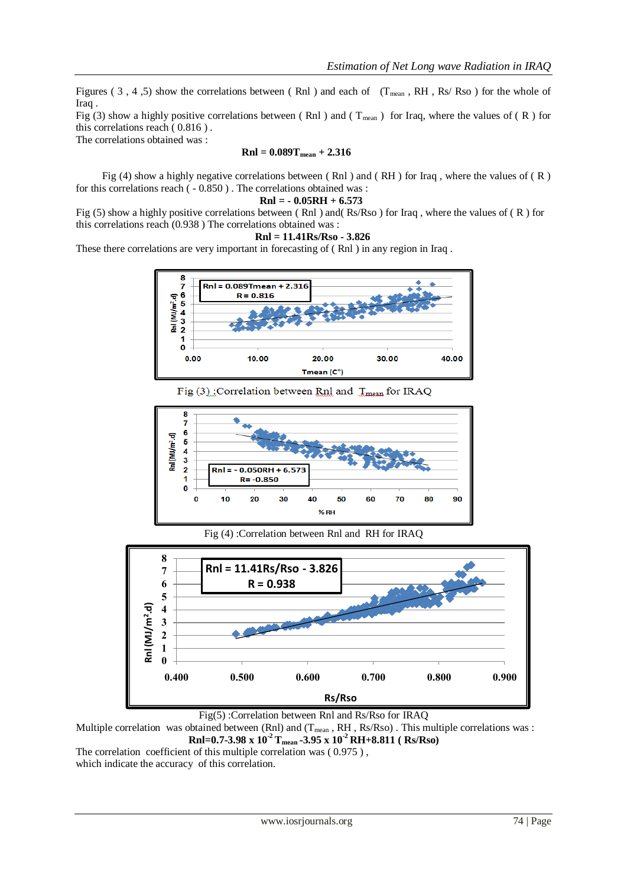Figures ( 3 , 4 ,5) show the correlations between ( Rnl ) and each of ( $T_{mean}$ , RH , Rs/ Rso ) for the whole of Iraq .

Fig (3) show a highly positive correlations between ( Rnl ) and ( $T_{mean}$ ) for Iraq, where the values of ( R ) for this correlations reach ( 0.816 ) .

The correlations obtained was :

$$\mathbf{Rnl = 0.089T_{mean} + 2.316}$$

Fig (4) show a highly negative correlations between ( Rnl ) and ( RH ) for Iraq , where the values of ( R ) for this correlations reach ( - 0.850 ) . The correlations obtained was :

$$\mathbf{Rnl = - 0.05RH + 6.573}$$

Fig (5) show a highly positive correlations between ( Rnl ) and( Rs/Rso ) for Iraq , where the values of ( R ) for this correlations reach (0.938 ) The correlations obtained was :

$$\mathbf{Rnl = 11.41Rs/Rso - 3.826}$$

These there correlations are very important in forecasting of ( Rnl ) in any region in Iraq .

Fig (3) :Correlation between Rnl and $T_{mean}$ for IRAQ

Fig (4) :Correlation between Rnl and RH for IRAQ

Fig(5) :Correlation between Rnl and Rs/Rso for IRAQ

Multiple correlation was obtained between (Rnl) and ($T_{mean}$ , RH , Rs/Rso) . This multiple correlations was :

$$\mathbf{Rnl=0.7-3.98 \times 10^{-2}\, T_{mean} -3.95 \times 10^{-2}\, RH+8.811\ ( Rs/Rso)}$$

The correlation coefficient of this multiple correlation was ( 0.975 ) ,
which indicate the accuracy of this correlation.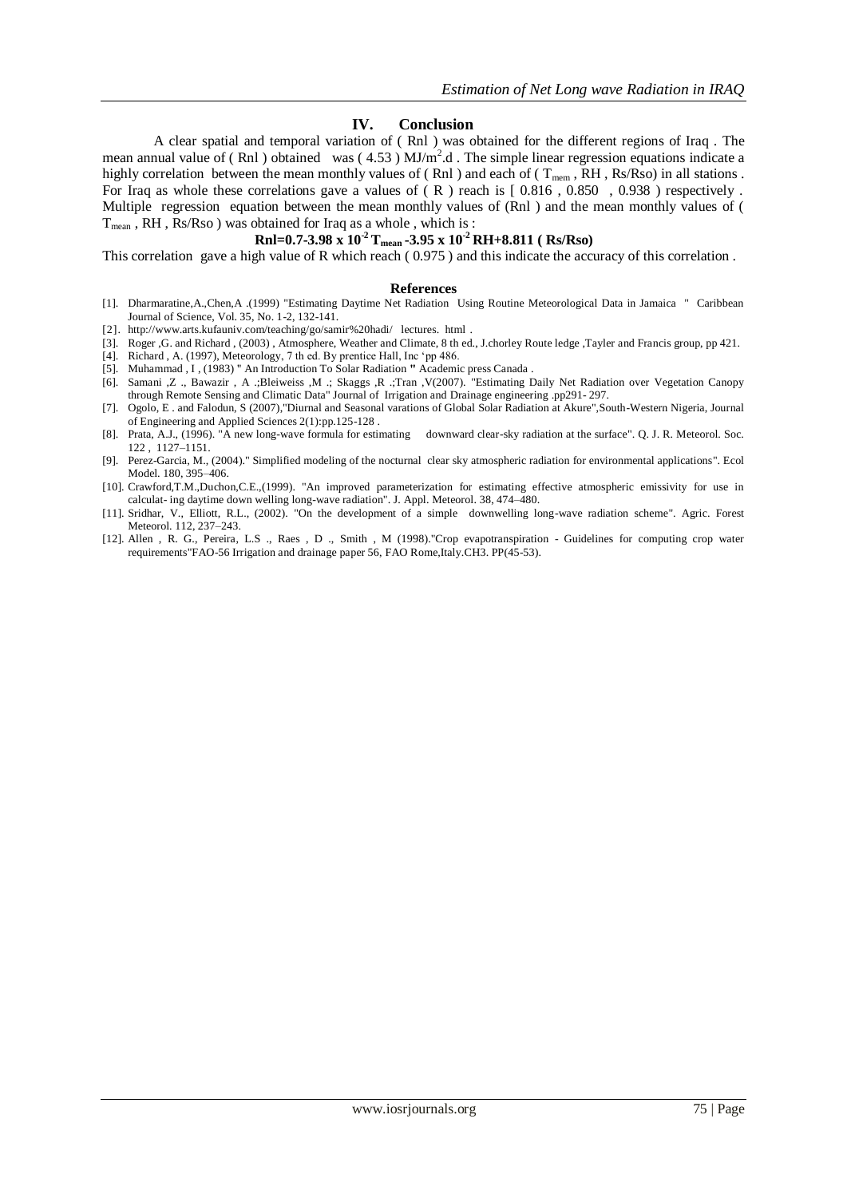## IV. Conclusion

A clear spatial and temporal variation of ( Rnl ) was obtained for the different regions of Iraq . The mean annual value of ( Rnl ) obtained was ( 4.53 ) $MJ/m^2.d$ . The simple linear regression equations indicate a highly correlation between the mean monthly values of ( Rnl ) and each of ( $T_{mem}$ , RH , Rs/Rso) in all stations . For Iraq as whole these correlations gave a values of ( R ) reach is [ 0.816 , 0.850 , 0.938 ) respectively . Multiple regression equation between the mean monthly values of (Rnl ) and the mean monthly values of ( $T_{mean}$ , RH , Rs/Rso ) was obtained for Iraq as a whole , which is :

$$\mathbf{Rnl=0.7-3.98 \times 10^{-2}\, T_{mean} -3.95 \times 10^{-2}\, RH+8.811\ ( Rs/Rso)}$$

This correlation gave a high value of R which reach ( 0.975 ) and this indicate the accuracy of this correlation .

## References

[1]. Dharmaratine,A.,Chen,A .(1999) "Estimating Daytime Net Radiation Using Routine Meteorological Data in Jamaica " Caribbean Journal of Science, Vol. 35, No. 1-2, 132-141.

[2]. http://www.arts.kufauniv.com/teaching/go/samir%20hadi/ lectures. html .

[3]. Roger ,G. and Richard , (2003) , Atmosphere, Weather and Climate, 8 th ed., J.chorley Route ledge ,Tayler and Francis group, pp 421.

[4]. Richard , A. (1997), Meteorology, 7 th ed. By prentice Hall, Inc 'pp 486.

[5]. Muhammad , I , (1983) " An Introduction To Solar Radiation " Academic press Canada .

[6]. Samani ,Z ., Bawazir , A .;Bleiweiss ,M .; Skaggs ,R .;Tran ,V(2007). "Estimating Daily Net Radiation over Vegetation Canopy through Remote Sensing and Climatic Data" Journal of Irrigation and Drainage engineering .pp291- 297.

[7]. Ogolo, E . and Falodun, S (2007),"Diurnal and Seasonal varations of Global Solar Radiation at Akure",South-Western Nigeria, Journal of Engineering and Applied Sciences 2(1):pp.125-128 .

[8]. Prata, A.J., (1996). "A new long-wave formula for estimating downward clear-sky radiation at the surface". Q. J. R. Meteorol. Soc. 122 , 1127–1151.

[9]. Perez-Garcia, M., (2004)." Simplified modeling of the nocturnal clear sky atmospheric radiation for environmental applications". Ecol Model. 180, 395–406.

[10]. Crawford,T.M.,Duchon,C.E.,(1999). "An improved parameterization for estimating effective atmospheric emissivity for use in calculat- ing daytime down welling long-wave radiation". J. Appl. Meteorol. 38, 474–480.

[11]. Sridhar, V., Elliott, R.L., (2002). "On the development of a simple downwelling long-wave radiation scheme". Agric. Forest Meteorol. 112, 237–243.

[12]. Allen , R. G., Pereira, L.S ., Raes , D ., Smith , M (1998)."Crop evapotranspiration - Guidelines for computing crop water requirements"FAO-56 Irrigation and drainage paper 56, FAO Rome,Italy.CH3. PP(45-53).